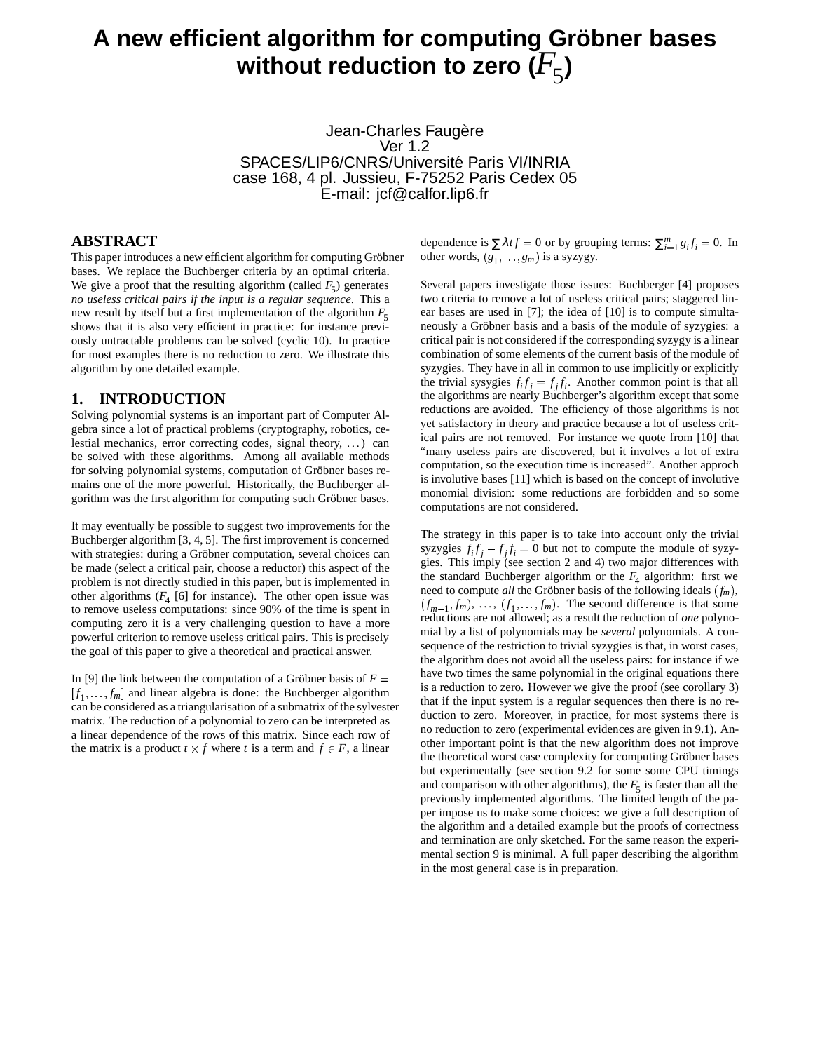# A new efficient algorithm for computing Gröbner bases without reduction to zero ($F_5$)

Jean-Charles Faugère
Ver 1.2
SPACES/LIP6/CNRS/Université Paris VI/INRIA
case 168, 4 pl. Jussieu, F-75252 Paris Cedex 05
E-mail: jcf@calfor.lip6.fr

## ABSTRACT

This paper introduces a new efficient algorithm for computing Gröbner bases. We replace the Buchberger criteria by an optimal criteria. We give a proof that the resulting algorithm (called $F_5$) generates *no useless critical pairs if the input is a regular sequence*. This a new result by itself but a first implementation of the algorithm $F_5$ shows that it is also very efficient in practice: for instance previously untractable problems can be solved (cyclic 10). In practice for most examples there is no reduction to zero. We illustrate this algorithm by one detailed example.

## 1. INTRODUCTION

Solving polynomial systems is an important part of Computer Algebra since a lot of practical problems (cryptography, robotics, celestial mechanics, error correcting codes, signal theory, ...) can be solved with these algorithms. Among all available methods for solving polynomial systems, computation of Gröbner bases remains one of the more powerful. Historically, the Buchberger algorithm was the first algorithm for computing such Gröbner bases.

It may eventually be possible to suggest two improvements for the Buchberger algorithm [3, 4, 5]. The first improvement is concerned with strategies: during a Gröbner computation, several choices can be made (select a critical pair, choose a reductor) this aspect of the problem is not directly studied in this paper, but is implemented in other algorithms ($F_4$ [6] for instance). The other open issue was to remove useless computations: since 90% of the time is spent in computing zero it is a very challenging question to have a more powerful criterion to remove useless critical pairs. This is precisely the goal of this paper to give a theoretical and practical answer.

In [9] the link between the computation of a Gröbner basis of $F = [f_1, \ldots, f_m]$ and linear algebra is done: the Buchberger algorithm can be considered as a triangularisation of a submatrix of the sylvester matrix. The reduction of a polynomial to zero can be interpreted as a linear dependence of the rows of this matrix. Since each row of the matrix is a product $t \times f$ where $t$ is a term and $f \in F$, a linear dependence is $\sum \lambda t f = 0$ or by grouping terms: $\sum_{i=1}^{m} g_i f_i = 0$. In other words, $(g_1, \ldots, g_m)$ is a syzygy.

Several papers investigate those issues: Buchberger [4] proposes two criteria to remove a lot of useless critical pairs; staggered linear bases are used in [7]; the idea of [10] is to compute simultaneously a Gröbner basis and a basis of the module of syzygies: a critical pair is not considered if the corresponding syzygy is a linear combination of some elements of the current basis of the module of syzygies. They have in all in common to use implicitly or explicitly the trivial sysygies $f_i f_j = f_j f_i$. Another common point is that all the algorithms are nearly Buchberger's algorithm except that some reductions are avoided. The efficiency of those algorithms is not yet satisfactory in theory and practice because a lot of useless critical pairs are not removed. For instance we quote from [10] that "many useless pairs are discovered, but it involves a lot of extra computation, so the execution time is increased". Another approch is involutive bases [11] which is based on the concept of involutive monomial division: some reductions are forbidden and so some computations are not considered.

The strategy in this paper is to take into account only the trivial syzygies $f_i f_j - f_j f_i = 0$ but not to compute the module of syzygies. This imply (see section 2 and 4) two major differences with the standard Buchberger algorithm or the $F_4$ algorithm: first we need to compute *all* the Gröbner basis of the following ideals $(f_m)$, $(f_{m-1}, f_m)$, $\ldots$, $(f_1, \ldots, f_m)$. The second difference is that some reductions are not allowed; as a result the reduction of *one* polynomial by a list of polynomials may be *several* polynomials. A consequence of the restriction to trivial syzygies is that, in worst cases, the algorithm does not avoid all the useless pairs: for instance if we have two times the same polynomial in the original equations there is a reduction to zero. However we give the proof (see corollary 3) that if the input system is a regular sequences then there is no reduction to zero. Moreover, in practice, for most systems there is no reduction to zero (experimental evidences are given in 9.1). Another important point is that the new algorithm does not improve the theoretical worst case complexity for computing Gröbner bases but experimentally (see section 9.2 for some some CPU timings and comparison with other algorithms), the $F_5$ is faster than all the previously implemented algorithms. The limited length of the paper impose us to make some choices: we give a full description of the algorithm and a detailed example but the proofs of correctness and termination are only sketched. For the same reason the experimental section 9 is minimal. A full paper describing the algorithm in the most general case is in preparation.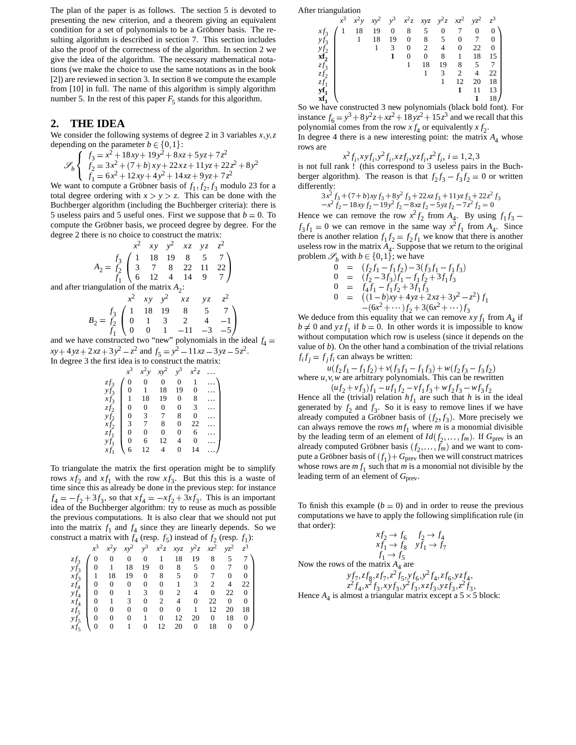The plan of the paper is as follows. The section 5 is devoted to presenting the new criterion, and a theorem giving an equivalent condition for a set of polynomials to be a Gröbner basis. The resulting algorithm is described in section 7. This section includes also the proof of the correctness of the algorithm. In section 2 we give the idea of the algorithm. The necessary mathematical notations (we make the choice to use the same notations as in the book [2]) are reviewed in section 3. In section 8 we compute the example from [10] in full. The name of this algorithm is simply algorithm number 5. In the rest of this paper $F_5$ stands for this algorithm.

## 2. THE IDEA

We consider the following systems of degree 2 in 3 variables $x, y, z$ depending on the parameter $b \in \{0, 1\}$:

$$\mathscr{S}_b \begin{cases} f_3 = x^2 + 18xy + 19y^2 + 8xz + 5yz + 7z^2 \\ f_2 = 3x^2 + (7+b)xy + 22xz + 11yz + 22z^2 + 8y^2 \\ f_1 = 6x^2 + 12xy + 4y^2 + 14xz + 9yz + 7z^2 \end{cases}$$

We want to compute a Gröbner basis of $f_1, f_2, f_3$ modulo 23 for a total degree ordering with $x > y > z$. This can be done with the Buchberger algorithm (including the Buchberger criteria): there is 5 useless pairs and 5 useful ones. First we suppose that $b = 0$. To compute the Gröbner basis, we proceed degree by degree. For the degree 2 there is no choice to construct the matrix:

$$A_2 = \begin{array}{c} \\ f_3 \\ f_2 \\ f_1 \end{array} \begin{array}{c} \begin{array}{cccccc} x^2 & xy & y^2 & xz & yz & z^2 \end{array} \\ \begin{pmatrix} 1 & 18 & 19 & 8 & 5 & 7 \\ 3 & 7 & 8 & 22 & 11 & 22 \\ 6 & 12 & 4 & 14 & 9 & 7 \end{pmatrix} \end{array}$$

and after triangulation of the matrix $A_2$:

$$B_2 = \begin{array}{c} \\ f_3 \\ f_2 \\ f_1 \end{array} \begin{array}{c} \begin{array}{cccccc} x^2 & xy & y^2 & xz & yz & z^2 \end{array} \\ \begin{pmatrix} 1 & 18 & 19 & 8 & 5 & 7 \\ 0 & 1 & 3 & 2 & 4 & -1 \\ 0 & 0 & 1 & -11 & -3 & -5 \end{pmatrix} \end{array}$$

and we have constructed two "new" polynomials in the ideal $f_4 = xy + 4yz + 2xz + 3y^2 - z^2$ and $f_5 = y^2 - 11xz - 3yz - 5z^2$.

In degree 3 the first idea is to construct the matrix:

| | $x^3$ | $x^2y$ | $xy^2$ | $y^3$ | $x^2z$ | ... |
|---|---|---|---|---|---|---|
| $zf_3$ | 0 | 0 | 0 | 0 | 1 | ... |
| $yf_3$ | 0 | 1 | 18 | 19 | 0 | ... |
| $xf_3$ | 1 | 18 | 19 | 0 | 8 | ... |
| $zf_2$ | 0 | 0 | 0 | 0 | 3 | ... |
| $yf_2$ | 0 | 3 | 7 | 8 | 0 | ... |
| $xf_2$ | 3 | 7 | 8 | 0 | 22 | ... |
| $zf_1$ | 0 | 0 | 0 | 0 | 6 | ... |
| $yf_1$ | 0 | 6 | 12 | 4 | 0 | ... |
| $xf_1$ | 6 | 12 | 4 | 0 | 14 | ... |

To triangulate the matrix the first operation might be to simplify rows $xf_2$ and $xf_1$ with the row $xf_3$. But this this is a waste of time since this as already be done in the previous step: for instance $f_4 = -f_2 + 3f_3$, so that $xf_4 = -xf_2 + 3xf_3$. This is an important idea of the Buchberger algorithm: try to reuse as much as possible the previous computations. It is also clear that we should not put into the matrix $f_1$ and $f_4$ since they are linearly depends. So we construct a matrix with $f_4$ (resp. $f_5$) instead of $f_2$ (resp. $f_1$):

| | $x^3$ | $x^2y$ | $xy^2$ | $y^3$ | $x^2z$ | $xyz$ | $y^2z$ | $xz^2$ | $yz^2$ | $z^3$ |
|---|---|---|---|---|---|---|---|---|---|---|
| $zf_3$ | 0 | 0 | 0 | 0 | 1 | 18 | 19 | 8 | 5 | 7 |
| $yf_3$ | 0 | 1 | 18 | 19 | 0 | 8 | 5 | 0 | 7 | 0 |
| $xf_3$ | 1 | 18 | 19 | 0 | 8 | 5 | 0 | 7 | 0 | 0 |
| $zf_4$ | 0 | 0 | 0 | 0 | 0 | 1 | 3 | 2 | 4 | 22 |
| $yf_4$ | 0 | 0 | 1 | 3 | 0 | 2 | 4 | 0 | 22 | 0 |
| $xf_4$ | 0 | 1 | 3 | 0 | 2 | 4 | 0 | 22 | 0 | 0 |
| $zf_5$ | 0 | 0 | 0 | 0 | 0 | 0 | 1 | 12 | 20 | 18 |
| $yf_5$ | 0 | 0 | 0 | 1 | 0 | 12 | 20 | 0 | 18 | 0 |
| $xf_5$ | 0 | 0 | 1 | 0 | 12 | 20 | 0 | 18 | 0 | 0 |

After triangulation

| | $x^3$ | $x^2y$ | $xy^2$ | $y^3$ | $x^2z$ | $xyz$ | $y^2z$ | $xz^2$ | $yz^2$ | $z^3$ |
|---|---|---|---|---|---|---|---|---|---|---|
| $xf_3$ | 1 | 18 | 19 | 0 | 8 | 5 | 0 | 7 | 0 | 0 |
| $yf_3$ | | 1 | 18 | 19 | 0 | 8 | 5 | 0 | 7 | 0 |
| $yf_2$ | | | 1 | 3 | 0 | 2 | 4 | 0 | 22 | 0 |
| $\mathbf{xf_2}$ | | | | **1** | 0 | 0 | 8 | 1 | 18 | 15 |
| $zf_3$ | | | | | 1 | 18 | 19 | 8 | 5 | 7 |
| $zf_2$ | | | | | | 1 | 3 | 2 | 4 | 22 |
| $zf_1$ | | | | | | | 1 | 12 | 20 | 18 |
| $\mathbf{yf_1}$ | | | | | | | | **1** | 11 | 13 |
| $\mathbf{xf_1}$ | | | | | | | | | **1** | 18 |

So we have constructed 3 new polynomials (black bold font). For instance $f_6 = y^3 + 8y^2z + xz^2 + 18yz^2 + 15z^3$ and we recall that this polynomial comes from the row $x\,f_4$ or equivalently $x\,f_2$.

In degree 4 there is a new interesting point: the matrix $A_4$ whose rows are

$$x^2 f_i, xy f_i, y^2 f_i, xz f_i, yz f_i, z^2 f_i,\ i = 1,2,3$$

is not full rank ! (this correspond to 3 useless pairs in the Buchberger algorithm). The reason is that $f_2 f_3 - f_3 f_2 = 0$ or written differently:

$$\begin{array}{l} 3x^2\,f_3 + (7+b)xy\,f_3 + 8y^2\,f_3 + 22xz\,f_3 + 11yz\,f_3 + 22z^2\,f_3 \\ -x^2\,f_2 - 18xy\,f_2 - 19y^2\,f_2 - 8xz\,f_2 - 5yz\,f_2 - 7z^2\,f_2 = 0 \end{array}$$

Hence we can remove the row $x^2 f_2$ from $A_4$. By using $f_1 f_3 - f_3 f_1 = 0$ we can remove in the same way $x^2 f_1$ from $A_4$. Since there is another relation $f_1 f_2 = f_2 f_1$ we know that there is another useless row in the matrix $A_4$. Suppose that we return to the original problem $\mathscr{S}_b$ with $b \in \{0,1\}$; we have

$$\begin{array}{rcl} 0 & = & (f_2 f_1 - f_1 f_2) - 3(f_3 f_1 - f_1 f_3) \\ 0 & = & (f_2 - 3f_3) f_1 - f_1 f_2 + 3 f_1 f_3 \\ 0 & = & f_4 f_1 - f_1 f_2 + 3 f_1 f_3 \\ 0 & = & \left((1-b)xy + 4yz + 2xz + 3y^2 - z^2\right) f_1 \\ & & -(6x^2 + \cdots) f_2 + 3(6x^2 + \cdots) f_3 \end{array}$$

We deduce from this equality that we can remove $xy\,f_1$ from $A_4$ if $b \neq 0$ and $yz\,f_1$ if $b = 0$. In other words it is impossible to know without computation which row is useless (since it depends on the value of $b$). On the other hand a combination of the trivial relations $f_i f_j = f_j f_i$ can always be written:

$$u(f_2 f_1 - f_1 f_2) + v(f_3 f_1 - f_1 f_3) + w(f_2 f_3 - f_3 f_2)$$

where $u, v, w$ are arbitrary polynomials. This can be rewritten

$$(u f_2 + v f_3) f_1 - u f_1 f_2 - v f_1 f_3 + w f_2 f_3 - w f_3 f_2$$

Hence all the (trivial) relation $h f_1$ are such that $h$ is in the ideal generated by $f_2$ and $f_3$. So it is easy to remove lines if we have already computed a Gröbner basis of $(f_2, f_3)$. More precisely we can always remove the rows $m f_1$ where $m$ is a monomial divisible by the leading term of an element of $Id(f_2, \ldots, f_m)$. If $G_{\text{prev}}$ is an already computed Gröbner basis $(f_2, \ldots, f_m)$ and we want to compute a Gröbner basis of $(f_1) + G_{\text{prev}}$ then we will construct matrices whose rows are $m\,f_1$ such that $m$ is a monomial not divisible by the leading term of an element of $G_{\text{prev}}$.

To finish this example ($b = 0$) and in order to reuse the previous computations we have to apply the following simplification rule (in that order):

$$\begin{array}{cc} x f_2 \to f_6 & f_2 \to f_4 \\ x f_1 \to f_8 & y f_1 \to f_7 \\ f_1 \to f_5 & \end{array}$$

Now the rows of the matrix $A_4$ are

$$\begin{array}{c} y f_7, z f_8, z f_7, z^2 f_5, y f_6, y^2 f_4, z f_6, yz f_4, \\ z^2 f_4, x^2 f_3, xy f_3, y^2 f_3, xz f_3, yz f_3, z^2 f_3, \end{array}$$

Hence $A_4$ is almost a triangular matrix except a $5 \times 5$ block: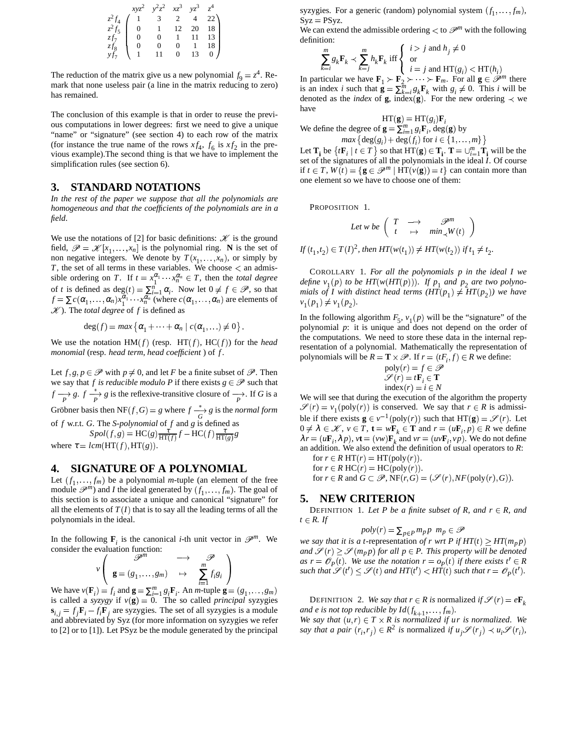$$
\begin{array}{c} \\ z^2 f_4 \\ z^2 f_5 \\ z f_7 \\ z f_8 \\ y f_7 \end{array}
\begin{array}{c} \begin{array}{ccccc} xyz^2 & y^2z^2 & xz^3 & yz^3 & z^4 \end{array} \\ \left(\begin{array}{ccccc} 1 & 3 & 2 & 4 & 22 \\ 0 & 1 & 12 & 20 & 18 \\ 0 & 0 & 1 & 11 & 13 \\ 0 & 0 & 0 & 1 & 18 \\ 1 & 11 & 0 & 13 & 0 \end{array}\right) \end{array}
$$

The reduction of the matrix give us a new polynomial $f_9 = z^4$. Remark that none useless pair (a line in the matrix reducing to zero) has remained.

The conclusion of this example is that in order to reuse the previous computations in lower degrees: first we need to give a unique "name" or "signature" (see section 4) to each row of the matrix (for instance the true name of the rows $xf_4$, $f_6$ is $xf_2$ in the previous example).The second thing is that we have to implement the simplification rules (see section 6).

## 3. STANDARD NOTATIONS

*In the rest of the paper we suppose that all the polynomials are homogeneous and that the coefficients of the polynomials are in a field.*

We use the notations of [2] for basic definitions: $\mathcal{K}$ is the ground field, $\mathcal{P} = \mathcal{K}[x_1,\dots,x_n]$ is the polynomial ring. $\mathbf{N}$ is the set of non negative integers. We denote by $T(x_1,\dots,x_n)$, or simply by $T$, the set of all terms in these variables. We choose $<$ an admissible ordering on $T$. If $t = x_1^{\alpha_1}\cdots x_n^{\alpha_n} \in T$, then the *total degree* of $t$ is defined as $\deg(t) = \sum_{i=1}^n \alpha_i$. Now let $0 \neq f \in \mathcal{P}$, so that $f = \sum c(\alpha_1,\dots,\alpha_n)x_1^{\alpha_1}\cdots x_n^{\alpha_n}$ (where $c(\alpha_1,\dots,\alpha_n)$ are elements of $\mathcal{K}$). The *total degree* of $f$ is defined as

$$\deg(f) = max\left\{\alpha_1 + \cdots + \alpha_n \mid c(\alpha_1,\dots) \neq 0\right\}.$$

We use the notation $\mathrm{HM}(f)$ (resp. $\mathrm{HT}(f)$, $\mathrm{HC}(f)$) for the *head monomial* (resp. *head term*, *head coefficient* ) of $f$.

Let $f,g,p \in \mathcal{P}$ with $p \neq 0$, and let $F$ be a finite subset of $\mathcal{P}$. Then we say that $f$ *is reducible modulo P* if there exists $g \in \mathcal{P}$ such that $f \xrightarrow[P]{} g$. $f \xrightarrow[P]{*} g$ is the reflexive-transitive closure of $\xrightarrow[P]{}$. If $G$ is a Gröbner basis then $\mathrm{NF}(f,G) = g$ where $f \xrightarrow[G]{*} g$ is the *normal form* of $f$ w.r.t. $G$. The *S-polynomial* of $f$ and $g$ is defined as

$$Spol(f,g) = \mathrm{HC}(g)\frac{\tau}{\mathrm{HT}(f)}f - \mathrm{HC}(f)\frac{\tau}{\mathrm{HT}(g)}g$$

where $\tau = lcm(\mathrm{HT}(f),\mathrm{HT}(g))$.

## 4. SIGNATURE OF A POLYNOMIAL

Let $(f_1,\dots,f_m)$ be a polynomial $m$-tuple (an element of the free module $\mathcal{P}^m$) and $I$ the ideal generated by $(f_1,\dots,f_m)$. The goal of this section is to associate a unique and canonical "signature" for all the elements of $T(I)$ that is to say all the leading terms of all the polynomials in the ideal.

In the following $\mathbf{F}_i$ is the canonical $i$-th unit vector in $\mathcal{P}^m$. We consider the evaluation function:

$$v\left(\begin{array}{ccc} \mathcal{P}^m & \longrightarrow & \mathcal{P} \\ \mathbf{g} = (g_1,\dots,g_m) & \mapsto & \sum_{i=1}^m f_i g_i \end{array}\right)$$

We have $v(\mathbf{F}_i) = f_i$ and $\mathbf{g} = \sum_{i=1}^m g_i \mathbf{F}_i$. An $m$-tuple $\mathbf{g} = (g_1,\dots,g_m)$ is called a *syzygy* if $v(\mathbf{g}) = 0$. The so called *principal* syzygies $\mathbf{s}_{i,j} = f_j\mathbf{F}_i - f_i\mathbf{F}_j$ are syzygies. The set of all syzygies is a module and abbreviated by Syz (for more information on syzygies we refer to [2] or to [1]). Let PSyz be the module generated by the principal syzygies. For a generic (random) polynomial system $(f_1,\dots,f_m)$, Syz = PSyz.

We can extend the admissible ordering $<$ to $\mathcal{P}^m$ with the following definition:

$$\sum_{k=i}^m g_k \mathbf{F}_k \prec \sum_{k=j}^m h_k \mathbf{F}_k \text{ iff } \left\{\begin{array}{l} i > j \text{ and } h_j \neq 0 \\ \text{or} \\ i = j \text{ and } \mathrm{HT}(g_i) < \mathrm{HT}(h_i) \end{array}\right.$$

In particular we have $\mathbf{F}_1 \succ \mathbf{F}_2 \succ \cdots \succ \mathbf{F}_m$. For all $\mathbf{g} \in \mathcal{P}^m$ there is an index $i$ such that $\mathbf{g} = \sum_{k=i}^m g_k \mathbf{F}_k$ with $g_i \neq 0$. This $i$ will be denoted as the *index* of $\mathbf{g}$, $\mathrm{index}(\mathbf{g})$. For the new ordering $\prec$ we have

$$\mathrm{HT}(\mathbf{g}) = \mathrm{HT}(g_i)\mathbf{F}_i$$

We define the degree of $\mathbf{g} = \sum_{i=1}^m g_i \mathbf{F}_i$, $\deg(\mathbf{g})$ by

$$max\left\{\deg(g_i) + \deg(f_i) \text{ for } i \in \{1,\dots,m\}\right\}$$

Let $\mathbf{T_i}$ be $\left\{t\mathbf{F}_i \mid t \in T\right\}$ so that $\mathrm{HT}(\mathbf{g}) \in \mathbf{T_i}$. $\mathbf{T} = \cup_{i=1}^m \mathbf{T_i}$ will be the set of the signatures of all the polynomials in the ideal $I$. Of course if $t \in T$, $W(t) = \{\mathbf{g} \in \mathcal{P}^m \mid \mathrm{HT}(v(\mathbf{g})) = t\}$ can contain more than one element so we have to choose one of them:

PROPOSITION 1.

$$\textit{Let } w \textit{ be } \left(\begin{array}{ccc} T & \longrightarrow & \mathcal{P}^m \\ t & \mapsto & min_{\prec} W(t) \end{array}\right)$$

*If $(t_1,t_2) \in T(I)^2$, then $HT(w(t_1)) \neq HT(w(t_2))$ if $t_1 \neq t_2$.*

COROLLARY 1. *For all the polynomials $p$ in the ideal $I$ we define $v_1(p)$ to be $HT(w(HT(p)))$. If $p_1$ and $p_2$ are two polynomials of $I$ with distinct head terms ($HT(p_1) \neq HT(p_2)$) we have $v_1(p_1) \neq v_1(p_2)$.*

In the following algorithm $F_5$, $v_1(p)$ will be the "signature" of the polynomial $p$: it is unique and does not depend on the order of the computations. We need to store these data in the internal representation of a polynomial. Mathematically the representation of polynomials will be $R = \mathbf{T} \times \mathcal{P}$. If $r = (t\mathbf{F}_i, f) \in R$ we define:

$$\mathrm{poly}(r) = f \in \mathcal{P}$$
$$\mathcal{S}(r) = t\mathbf{F}_i \in \mathbf{T}$$
$$\mathrm{index}(r) = i \in N$$

We will see that during the execution of the algorithm the property $\mathcal{S}(r) = v_1(\mathrm{poly}(r))$ is conserved. We say that $r \in R$ is admissible if there exists $\mathbf{g} \in v^{-1}(\mathrm{poly}(r))$ such that $\mathrm{HT}(\mathbf{g}) = \mathcal{S}(r)$. Let $0 \neq \lambda \in \mathcal{K}$, $v \in T$, $\mathbf{t} = w\mathbf{F}_k \in \mathbf{T}$ and $r = (u\mathbf{F}_i, p) \in R$ we define $\lambda r = (u\mathbf{F}_i, \lambda p)$, $v\mathbf{t} = (vw)\mathbf{F}_k$ and $vr = (uv\mathbf{F}_i, vp)$. We do not define an addition. We also extend the definition of usual operators to $R$:

for $r \in R$ $\mathrm{HT}(r) = \mathrm{HT}(\mathrm{poly}(r))$.
for $r \in R$ $\mathrm{HC}(r) = \mathrm{HC}(\mathrm{poly}(r))$.
for $r \in R$ and $G \subset \mathcal{P}$, $\mathrm{NF}(r,G) = (\mathcal{S}(r), NF(\mathrm{poly}(r),G))$.

## 5. NEW CRITERION

DEFINITION 1. *Let $P$ be a finite subset of $R$, and $r \in R$, and $t \in R$. If*

$$poly(r) = \sum_{p \in P} m_p p \quad m_p \in \mathcal{P}$$

*we say that it is a $t$-representation of $r$ wrt $P$ if $HT(t) \geq HT(m_p p)$ and $\mathcal{S}(t) \geq \mathcal{S}(m_p p)$ for all $p \in P$. This property will be denoted as $r = \mathcal{O}_P(t)$. We use the notation $r = o_P(t)$ if there exists $t' \in R$ such that $\mathcal{S}(t') \leq \mathcal{S}(t)$ and $HT(t') < HT(t)$ such that $r = \mathcal{O}_P(t')$.*

DEFINITION 2. *We say that $r \in R$ is* normalized *if $\mathcal{S}(r) = e\mathbf{F}_k$ and $e$ is not top reducible by $Id(f_{k+1},\dots,f_m)$.*
*We say that $(u,r) \in T \times R$ is normalized if $ur$ is normalized. We say that a pair $(r_i,r_j) \in R^2$ is normalized if $u_j\mathcal{S}(r_j) \prec u_i\mathcal{S}(r_i)$,*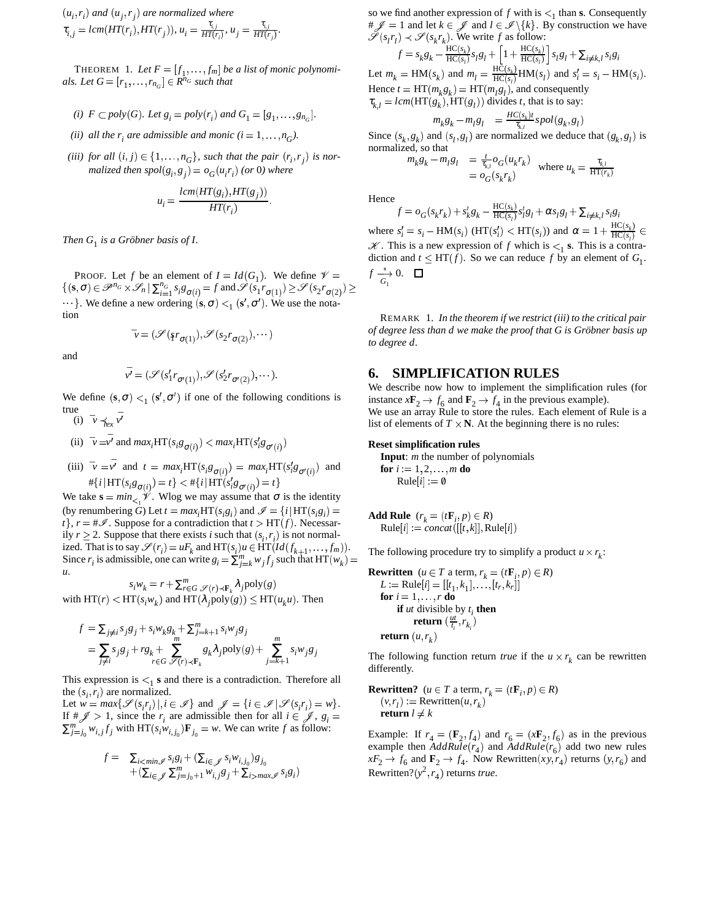$(u_i, r_i)$ and $(u_j, r_j)$ are normalized where $\tau_{i,j} = lcm(HT(r_i), HT(r_j))$, $u_i = \frac{\tau_{i,j}}{HT(r_i)}$, $u_j = \frac{\tau_{i,j}}{HT(r_j)}$.

THEOREM 1. *Let $F = [f_1, \ldots, f_m]$ be a list of monic polynomials. Let $G = [r_1, \ldots, r_{n_G}] \in R^{n_G}$ such that*

*(i) $F \subset poly(G)$. Let $g_i = poly(r_i)$ and $G_1 = [g_1, \ldots, g_{n_G}]$.*

*(ii) all the $r_i$ are admissible and monic ($i = 1, \ldots, n_G$).*

*(iii) for all $(i, j) \in \{1, \ldots, n_G\}$, such that the pair $(r_i, r_j)$ is normalized then $spol(g_i, g_j) = o_G(u_i r_i)$ (or 0) where*

$$u_i = \frac{lcm(HT(g_i), HT(g_j))}{HT(r_i)}.$$

*Then $G_1$ is a Gröbner basis of $I$.*

PROOF. Let $f$ be an element of $I = Id(G_1)$. We define $\mathscr{V} = \{(\mathbf{s}, \sigma) \in \mathscr{P}^{n_G} \times \mathscr{S}_n \,|\, \sum_{i=1}^{n_G} s_i g_{\sigma(i)} = f \text{ and } \mathscr{S}(s_1 r_{\sigma(1)}) \geq \mathscr{S}(s_2 r_{\sigma(2)}) \geq \cdots\}$. We define a new ordering $(\mathbf{s}, \sigma) <_1 (\mathbf{s}', \sigma')$. We use the notation

$$\bar{v} = (\mathscr{S}(s_1 r_{\sigma(1)}), \mathscr{S}(s_2 r_{\sigma(2)}), \cdots)$$

and

$$\bar{v'} = (\mathscr{S}(s_1' r_{\sigma'(1)}), \mathscr{S}(s_2' r_{\sigma'(2)}), \cdots).$$

We define $(\mathbf{s}, \sigma) <_1 (\mathbf{s}', \sigma')$ if one of the following conditions is true

(i) $\bar{v} \prec_{lex} \bar{v'}$

(ii) $\bar{v} = \bar{v'}$ and $max_i \mathrm{HT}(s_i g_{\sigma(i)}) < max_i \mathrm{HT}(s_i' g_{\sigma'(i)})$

(iii) $\bar{v} = \bar{v'}$ and $t = max_i \mathrm{HT}(s_i g_{\sigma(i)}) = max_i \mathrm{HT}(s_i' g_{\sigma'(i)})$ and $\#\{i \,|\, \mathrm{HT}(s_i g_{\sigma(i)}) = t\} < \#\{i \,|\, \mathrm{HT}(s_i' g_{\sigma'(i)}) = t\}$

We take $\mathbf{s} = min_{<_1} \mathscr{V}$. Wlog we may assume that $\sigma$ is the identity (by renumbering $G$) Let $t = max_i \mathrm{HT}(s_i g_i)$ and $\mathscr{I} = \{i \,|\, \mathrm{HT}(s_i g_i) = t\}$, $r = \#\mathscr{I}$. Suppose for a contradiction that $t > \mathrm{HT}(f)$. Necessarily $r \geq 2$. Suppose that there exists $i$ such that $(s_i, r_i)$ is not normalized. That is to say $\mathscr{S}(r_i) = u\mathbf{F}_k$ and $\mathrm{HT}(s_i)u \in \mathrm{HT}(Id(f_{k+1}, \ldots, f_m))$. Since $r_i$ is admissible, one can write $g_i = \sum_{j=k}^m w_j f_j$ such that $\mathrm{HT}(w_k) = u$.

$$s_i w_k = r + \sum_{r \in G \; \mathscr{S}(r) \prec \mathbf{F}_k}^m \lambda_j \mathrm{poly}(g)$$

with $\mathrm{HT}(r) < \mathrm{HT}(s_i w_k)$ and $\mathrm{HT}(\lambda_j \mathrm{poly}(g)) \leq \mathrm{HT}(u_k u)$. Then

$$\begin{aligned} f &= \textstyle\sum_{j \neq i} s_j g_j + s_i w_k g_k + \sum_{j=k+1}^m s_i w_j g_j \\ &= \sum_{j \neq i} s_j g_j + r g_k + \sum_{r \in G \; \mathscr{S}(r) \prec \mathbf{F}_k}^m g_k \lambda_j \mathrm{poly}(g) + \sum_{j=k+1}^m s_i w_j g_j \end{aligned}$$

This expression is $<_1 \mathbf{s}$ and there is a contradiction. Therefore all the $(s_i, r_i)$ are normalized.

Let $w = max\{\mathscr{S}(s_i r_i) \,|, i \in \mathscr{I}\}$ and $\mathscr{J} = \{i \in \mathscr{I} \,|\, \mathscr{S}(s_i r_i) = w\}$. If $\#\mathscr{J} > 1$, since the $r_i$ are admissible then for all $i \in \mathscr{J}$, $g_i = \sum_{j=j_0}^m w_{i,j} f_j$ with $\mathrm{HT}(s_i w_{i,j_0}) \mathbf{F}_{j_0} = w$. We can write $f$ as follow:

$$\begin{aligned} f = \; & \textstyle\sum_{i < min \mathscr{J}} s_i g_i + (\sum_{i \in \mathscr{J}} s_i w_{i,j_0}) g_{j_0} \\ & + (\textstyle\sum_{i \in \mathscr{J}} \sum_{j=j_0+1}^m w_{i,j} g_j + \sum_{i > max \mathscr{J}} s_i g_i) \end{aligned}$$

so we find another expression of $f$ with is $<_1$ than $\mathbf{s}$. Consequently $\#\mathscr{J} = 1$ and let $k \in \mathscr{J}$ and $l \in \mathscr{I} \setminus \{k\}$. By construction we have $\mathscr{S}(s_l r_l) \prec \mathscr{S}(s_k r_k)$. We write $f$ as follow:

$$f = s_k g_k - \frac{\mathrm{HC}(s_k)}{\mathrm{HC}(s_l)} s_l g_l + \left[1 + \frac{\mathrm{HC}(s_k)}{\mathrm{HC}(s_l)}\right] s_l g_l + \textstyle\sum_{i \neq k,l} s_i g_i$$

Let $m_k = \mathrm{HM}(s_k)$ and $m_l = \frac{\mathrm{HC}(s_k)}{\mathrm{HC}(s_l)} \mathrm{HM}(s_l)$ and $s_i' = s_i - \mathrm{HM}(s_i)$. Hence $t = \mathrm{HT}(m_k g_k) = \mathrm{HT}(m_l g_l)$, and consequently $\tau_{k,l} = lcm(\mathrm{HT}(g_k), \mathrm{HT}(g_l))$ divides $t$, that is to say:

$$m_k g_k - m_l g_l \;\; = \frac{HC(s_k)t}{\tau_{k,l}} spol(g_k, g_l)$$

Since $(s_k, g_k)$ and $(s_l, g_l)$ are normalized we deduce that $(g_k, g_l)$ is normalized, so that

$$\begin{aligned} m_k g_k - m_l g_l &= \tfrac{t}{\tau_{k,l}} o_G(u_k r_k) \quad \text{where } u_k = \tfrac{\tau_{k,l}}{\mathrm{HT}(r_k)} \\ &= o_G(s_k r_k) \end{aligned}$$

Hence

$$f = o_G(s_k r_k) + s_k' g_k - \frac{\mathrm{HC}(s_k)}{\mathrm{HC}(s_l)} s_l' g_l + \alpha s_l g_l + \textstyle\sum_{i \neq k,l} s_i g_i$$

where $s_i' = s_i - \mathrm{HM}(s_i)$ ($\mathrm{HT}(s_i') < \mathrm{HT}(s_i)$) and $\alpha = 1 + \frac{\mathrm{HC}(s_k)}{\mathrm{HC}(s_l)} \in \mathscr{K}$. This is a new expression of $f$ which is $<_1 \mathbf{s}$. This is a contradiction and $t \leq \mathrm{HT}(f)$. So we can reduce $f$ by an element of $G_1$. $f \xrightarrow[G_1]{*} 0$. $\square$

REMARK 1. *In the theorem if we restrict (iii) to the critical pair of degree less than $d$ we make the proof that $G$ is Gröbner basis up to degree $d$.*

## 6. SIMPLIFICATION RULES

We describe now how to implement the simplification rules (for instance $x\mathbf{F}_2 \to f_6$ and $\mathbf{F}_2 \to f_4$ in the previous example).
We use an array Rule to store the rules. Each element of Rule is a list of elements of $T \times \mathbf{N}$. At the beginning there is no rules:

**Reset simplification rules**
**Input**: $m$ the number of polynomials
**for** $i := 1, 2, \ldots, m$ **do**
  $\mathrm{Rule}[i] := \emptyset$

**Add Rule** $(r_k = (t\mathbf{F}_i, p) \in R)$
  $\mathrm{Rule}[i] := concat([[t, k]], \mathrm{Rule}[i])$

The following procedure try to simplify a product $u \times r_k$:

**Rewritten** ($u \in T$ a term, $r_k = (t\mathbf{F}_i, p) \in R$)
  $L := \mathrm{Rule}[i] = [[t_1, k_1], \ldots, [t_r, k_r]]$
  **for** $i = 1, \ldots, r$ **do**
    **if** $ut$ divisible by $t_i$ **then**
      **return** $(\frac{ut}{t_i}, r_{k_i})$
  **return** $(u, r_k)$

The following function return *true* if the $u \times r_k$ can be rewritten differently.

**Rewritten?** ($u \in T$ a term, $r_k = (t\mathbf{F}_i, p) \in R$)
  $(v, r_l) := \mathrm{Rewritten}(u, r_k)$
  **return** $l \neq k$

Example: If $r_4 = (\mathbf{F}_2, f_4)$ and $r_6 = (x\mathbf{F}_2, f_6)$ as in the previous example then $AddRule(r_4)$ and $AddRule(r_6)$ add two new rules $xF_2 \to f_6$ and $\mathbf{F}_2 \to f_4$. Now $\mathrm{Rewritten}(xy, r_4)$ returns $(y, r_6)$ and $\mathrm{Rewritten?}(y^2, r_4)$ returns *true*.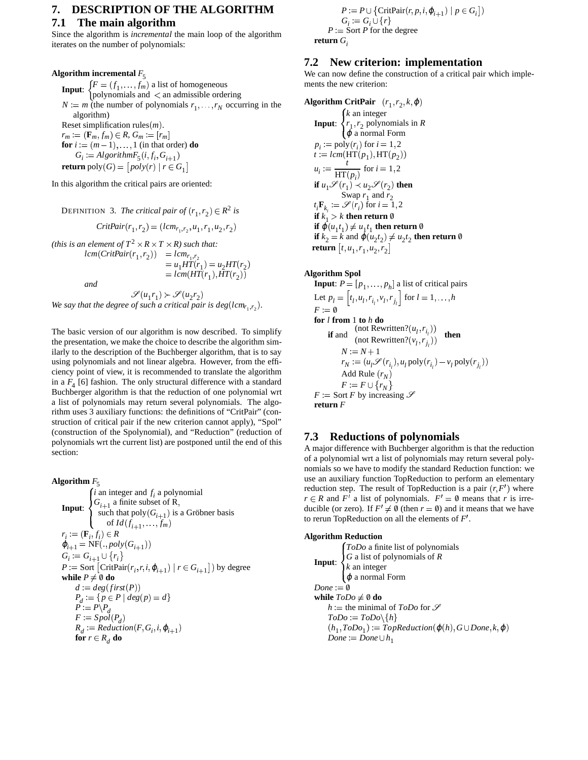## 7. DESCRIPTION OF THE ALGORITHM

### 7.1 The main algorithm

Since the algorithm is *incremental* the main loop of the algorithm iterates on the number of polynomials:

**Algorithm incremental** $F_5$

**Input**: $\begin{cases} F = (f_1, \ldots, f_m) \text{ a list of homogeneous} \\ \text{polynomials and } < \text{ an admissible ordering} \end{cases}$

$N := m$ (the number of polynomials $r_1, \ldots, r_N$ occurring in the algorithm)

Reset simplification rules$(m)$.

$r_m := (\mathbf{F}_m, f_m) \in R$, $G_m := [r_m]$

**for** $i := (m-1), \ldots, 1$ (in that order) **do**

  $G_i := AlgorithmF_5(i, f_i, G_{i+1})$

**return** $\text{poly}(G) = [poly(r) \mid r \in G_1]$

In this algorithm the critical pairs are oriented:

DEFINITION 3. *The critical pair of* $(r_1, r_2) \in R^2$ *is*

$$CritPair(r_1, r_2) = (lcm_{r_1, r_2}, u_1, r_1, u_2, r_2)$$

*(this is an element of* $T^2 \times R \times T \times R$*) such that:*

$$\begin{aligned} lcm(CritPair(r_1, r_2)) &= lcm_{r_1, r_2} \\ &= u_1 HT(r_1) = u_2 HT(r_2) \\ &= lcm(HT(r_1), HT(r_2)) \end{aligned}$$

*and*

$$\mathscr{S}(u_1 r_1) \succ \mathscr{S}(u_2 r_2)$$

*We say that the degree of such a critical pair is* $deg(lcm_{r_1, r_2})$.

The basic version of our algorithm is now described. To simplify the presentation, we make the choice to describe the algorithm similarly to the description of the Buchberger algorithm, that is to say using polynomials and not linear algebra. However, from the efficiency point of view, it is recommended to translate the algorithm in a $F_4$ [6] fashion. The only structural difference with a standard Buchberger algorithm is that the reduction of one polynomial wrt a list of polynomials may return several polynomials. The algorithm uses 3 auxiliary functions: the definitions of "CritPair" (construction of critical pair if the new criterion cannot apply), "Spol" (construction of the Spolynomial), and "Reduction" (reduction of polynomials wrt the current list) are postponed until the end of this section:

**Algorithm** $F_5$

**Input**: $\begin{cases} i \text{ an integer and } f_i \text{ a polynomial} \\ G_{i+1} \text{ a finite subset of R,} \\ \quad \text{such that poly}(G_{i+1}) \text{ is a Gröbner basis} \\ \quad \quad \text{of } Id(f_{i+1}, \ldots, f_m) \end{cases}$

$r_i := (\mathbf{F}_i, f_i) \in R$

$\varphi_{i+1} = \text{NF}(., poly(G_{i+1}))$

$G_i := G_{i+1} \cup \{r_i\}$

$P := \text{Sort}\left[\text{CritPair}(r_i, r, i, \varphi_{i+1}) \mid r \in G_{i+1}\right]$ by degree

**while** $P \neq \emptyset$ **do**

  $d := deg(first(P))$

  $P_d := \{p \in P \mid deg(p) = d\}$

  $P := P \backslash P_d$

  $F := Spol(P_d)$

  $R_d := Reduction(F, G_i, i, \varphi_{i+1})$

  **for** $r \in R_d$ **do**

    $P := P \cup \{\text{CritPair}(r, p, i, \varphi_{i+1}) \mid p \in G_i\}$

    $G_i := G_i \cup \{r\}$

  $P :=$ Sort $P$ for the degree

**return** $G_i$

### 7.2 New criterion: implementation

We can now define the construction of a critical pair which implements the new criterion:

**Algorithm CritPair** $(r_1, r_2, k, \varphi)$

**Input**: $\begin{cases} k \text{ an integer} \\ r_1, r_2 \text{ polynomials in } R \\ \varphi \text{ a normal Form} \end{cases}$

$p_i := \text{poly}(r_i)$ for $i = 1, 2$

$t := lcm(\text{HT}(p_1), \text{HT}(p_2))$

$u_i := \dfrac{t}{\text{HT}(p_i)}$ for $i = 1, 2$

**if** $u_1 \mathscr{S}(r_1) \prec u_2 \mathscr{S}(r_2)$ **then**

  Swap $r_1$ and $r_2$

$t_i \mathbf{F}_{k_i} := \mathscr{S}(r_i)$ for $i = 1, 2$

**if** $k_1 > k$ **then return** $\emptyset$

**if** $\varphi(u_1 t_1) \neq u_1 t_1$ **then return** $\emptyset$

**if** $k_2 = k$ and $\varphi(u_2 t_2) \neq u_2 t_2$ **then return** $\emptyset$

**return** $[t, u_1, r_1, u_2, r_2]$

**Algorithm Spol**

**Input**: $P = [p_1, \ldots, p_h]$ a list of critical pairs

Let $p_l = \left[t_l, u_l, r_{i_l}, v_l, r_{j_l}\right]$ for $l = 1, \ldots, h$

$F := \emptyset$

**for** $l$ **from** 1 **to** $h$ **do**

  **if** (not Rewritten?$(u_l, r_{i_l})$) and (not Rewritten?$(v_l, r_{j_l})$) **then**

    $N := N + 1$

    $r_N := (u_l \mathscr{S}(r_{i_l}), u_l \,\text{poly}(r_{i_l}) - v_l \,\text{poly}(r_{j_l}))$

    Add Rule $(r_N)$

    $F := F \cup \{r_N\}$

$F :=$ Sort $F$ by increasing $\mathscr{S}$

**return** $F$

### 7.3 Reductions of polynomials

A major difference with Buchberger algorithm is that the reduction of a polynomial wrt a list of polynomials may return several polynomials so we have to modify the standard Reduction function: we use an auxiliary function TopReduction to perform an elementary reduction step. The result of TopReduction is a pair $(r, F')$ where $r \in R$ and $F'$ a list of polynomials. $F' = \emptyset$ means that $r$ is irreducible (or zero). If $F' \neq \emptyset$ (then $r = \emptyset$) and it means that we have to rerun TopReduction on all the elements of $F'$.

**Algorithm Reduction**

**Input**: $\begin{cases} ToDo \text{ a finite list of polynomials} \\ G \text{ a list of polynomials of } R \\ k \text{ an integer} \\ \varphi \text{ a normal Form} \end{cases}$

$Done := \emptyset$

**while** $ToDo \neq \emptyset$ **do**

  $h :=$ the minimal of $ToDo$ for $\mathscr{S}$

  $ToDo := ToDo \backslash \{h\}$

  $(h_1, ToDo_1) := TopReduction(\varphi(h), G \cup Done, k, \varphi)$

  $Done := Done \cup h_1$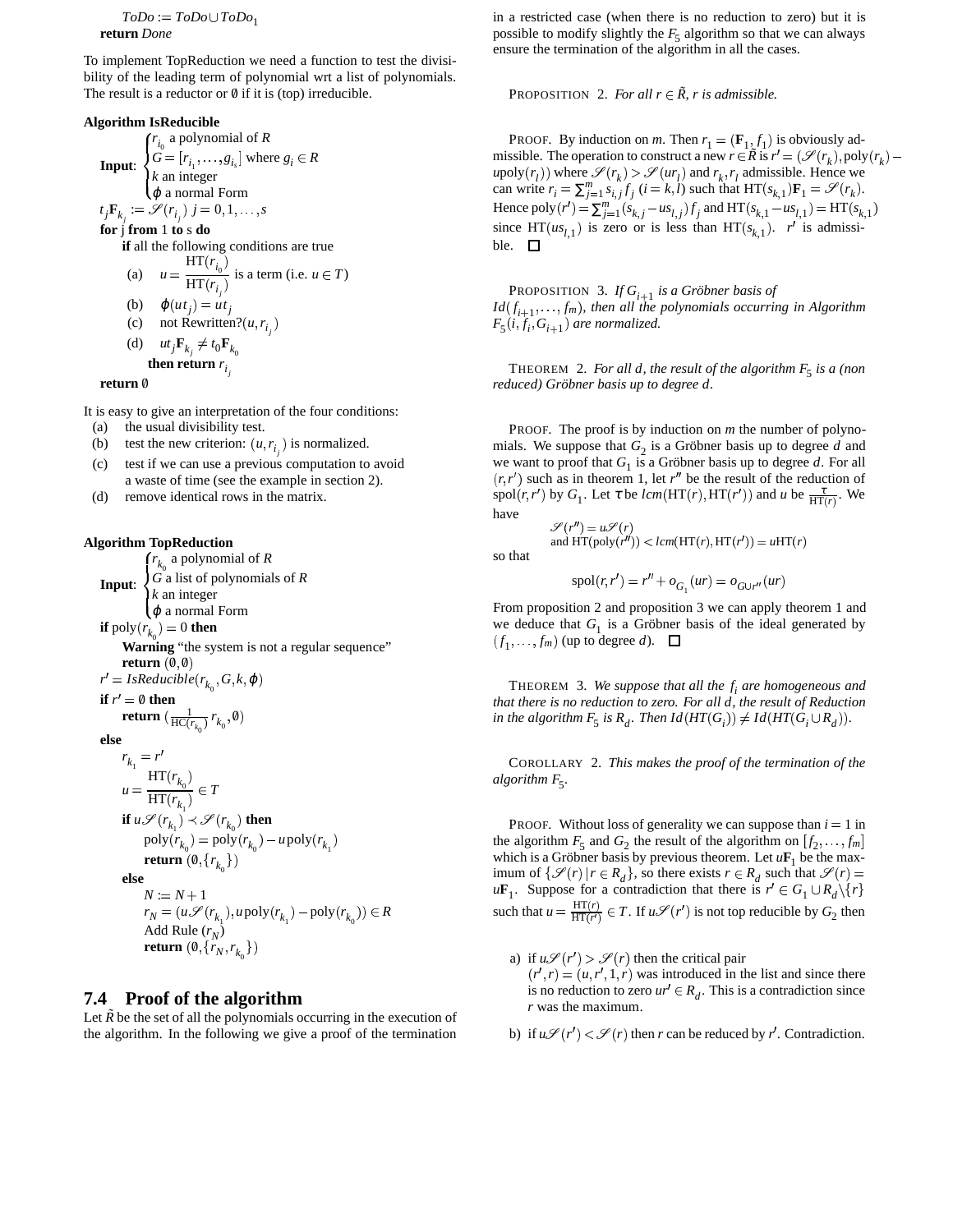$ToDo := ToDo \cup ToDo_1$
**return** *Done*

To implement TopReduction we need a function to test the divisibility of the leading term of polynomial wrt a list of polynomials. The result is a reductor or $\emptyset$ if it is (top) irreducible.

**Algorithm IsReducible**

**Input**: $\begin{cases} r_{i_0} \text{ a polynomial of } R \\ G = [r_{i_1}, \ldots, g_{i_s}] \text{ where } g_i \in R \\ k \text{ an integer} \\ \varphi \text{ a normal Form} \end{cases}$

$t_j \mathbf{F}_{k_j} := \mathscr{S}(r_{i_j})\ j = 0, 1, \ldots, s$
**for** j **from** 1 **to** s **do**
  **if** all the following conditions are true
   (a) $u = \dfrac{\mathrm{HT}(r_{i_0})}{\mathrm{HT}(r_{i_j})}$ is a term (i.e. $u \in T$)
   (b) $\varphi(ut_j) = ut_j$
   (c) not Rewritten?$(u, r_{i_j})$
   (d) $ut_j \mathbf{F}_{k_j} \neq t_0 \mathbf{F}_{k_0}$
   **then return** $r_{i_j}$
**return** $\emptyset$

It is easy to give an interpretation of the four conditions:

(a) the usual divisibility test.
(b) test the new criterion: $(u, r_{i_j})$ is normalized.
(c) test if we can use a previous computation to avoid a waste of time (see the example in section 2).
(d) remove identical rows in the matrix.

**Algorithm TopReduction**

**Input**: $\begin{cases} r_{k_0} \text{ a polynomial of } R \\ G \text{ a list of polynomials of } R \\ k \text{ an integer} \\ \varphi \text{ a normal Form} \end{cases}$

**if** $\mathrm{poly}(r_{k_0}) = 0$ **then**
  **Warning** "the system is not a regular sequence"
  **return** $(\emptyset, \emptyset)$
$r' = IsReducible(r_{k_0}, G, k, \varphi)$
**if** $r' = \emptyset$ **then**
  **return** $(\frac{1}{\mathrm{HC}(r_{k_0})} r_{k_0}, \emptyset)$
**else**
  $r_{k_1} = r'$
  $u = \dfrac{\mathrm{HT}(r_{k_0})}{\mathrm{HT}(r_{k_1})} \in T$
  **if** $u\mathscr{S}(r_{k_1}) \prec \mathscr{S}(r_{k_0})$ **then**
   $\mathrm{poly}(r_{k_0}) = \mathrm{poly}(r_{k_0}) - u\,\mathrm{poly}(r_{k_1})$
   **return** $(\emptyset, \{r_{k_0}\})$
  **else**
   $N := N + 1$
   $r_N = (u\mathscr{S}(r_{k_1}), u\,\mathrm{poly}(r_{k_1}) - \mathrm{poly}(r_{k_0})) \in R$
   Add Rule $(r_N)$
   **return** $(\emptyset, \{r_N, r_{k_0}\})$

### 7.4 Proof of the algorithm

Let $\tilde{R}$ be the set of all the polynomials occurring in the execution of the algorithm. In the following we give a proof of the termination in a restricted case (when there is no reduction to zero) but it is possible to modify slightly the $F_5$ algorithm so that we can always ensure the termination of the algorithm in all the cases.

PROPOSITION 2. *For all $r \in \tilde{R}$, $r$ is admissible.*

PROOF. By induction on $m$. Then $r_1 = (\mathbf{F}_1, f_1)$ is obviously admissible. The operation to construct a new $r \in \tilde{R}$ is $r' = (\mathscr{S}(r_k), \mathrm{poly}(r_k) - u\mathrm{poly}(r_l))$ where $\mathscr{S}(r_k) > \mathscr{S}(ur_l)$ and $r_k, r_l$ admissible. Hence we can write $r_i = \sum_{j=1}^m s_{i,j} f_j$ $(i = k, l)$ such that $\mathrm{HT}(s_{k,1})\mathbf{F}_1 = \mathscr{S}(r_k)$. Hence $\mathrm{poly}(r') = \sum_{j=1}^m (s_{k,j} - us_{l,j}) f_j$ and $\mathrm{HT}(s_{k,1} - us_{l,1}) = \mathrm{HT}(s_{k,1})$ since $\mathrm{HT}(us_{l,1})$ is zero or is less than $\mathrm{HT}(s_{k,1})$. $r'$ is admissible. □

PROPOSITION 3. *If $G_{i+1}$ is a Gröbner basis of $Id(f_{i+1}, \ldots, f_m)$, then all the polynomials occurring in Algorithm $F_5(i, f_i, G_{i+1})$ are normalized.*

THEOREM 2. *For all $d$, the result of the algorithm $F_5$ is a (non reduced) Gröbner basis up to degree $d$.*

PROOF. The proof is by induction on $m$ the number of polynomials. We suppose that $G_2$ is a Gröbner basis up to degree $d$ and we want to proof that $G_1$ is a Gröbner basis up to degree $d$. For all $(r, r')$ such as in theorem 1, let $r''$ be the result of the reduction of $\mathrm{spol}(r, r')$ by $G_1$. Let $\tau$ be $lcm(\mathrm{HT}(r), \mathrm{HT}(r'))$ and $u$ be $\frac{\tau}{\mathrm{HT}(r)}$. We have

$$\mathscr{S}(r'') = u\mathscr{S}(r)$$
$$\text{and } \mathrm{HT}(\mathrm{poly}(r'')) < lcm(\mathrm{HT}(r), \mathrm{HT}(r')) = u\mathrm{HT}(r)$$

so that

$$\mathrm{spol}(r, r') = r'' + o_{G_1}(ur) = o_{G \cup r''}(ur)$$

From proposition 2 and proposition 3 we can apply theorem 1 and we deduce that $G_1$ is a Gröbner basis of the ideal generated by $(f_1, \ldots, f_m)$ (up to degree $d$). □

THEOREM 3. *We suppose that all the $f_i$ are homogeneous and that there is no reduction to zero. For all $d$, the result of Reduction in the algorithm $F_5$ is $R_d$. Then $Id(HT(G_i)) \neq Id(HT(G_i \cup R_d))$.*

COROLLARY 2. *This makes the proof of the termination of the algorithm $F_5$.*

PROOF. Without loss of generality we can suppose than $i = 1$ in the algorithm $F_5$ and $G_2$ the result of the algorithm on $[f_2, \ldots, f_m]$ which is a Gröbner basis by previous theorem. Let $u\mathbf{F}_1$ be the maximum of $\{\mathscr{S}(r) \mid r \in R_d\}$, so there exists $r \in R_d$ such that $\mathscr{S}(r) = u\mathbf{F}_1$. Suppose for a contradiction that there is $r' \in G_1 \cup R_d \backslash \{r\}$ such that $u = \frac{\mathrm{HT}(r)}{\mathrm{HT}(r')} \in T$. If $u\mathscr{S}(r')$ is not top reducible by $G_2$ then

a) if $u\mathscr{S}(r') > \mathscr{S}(r)$ then the critical pair $(r', r) = (u, r', 1, r)$ was introduced in the list and since there is no reduction to zero $ur' \in R_d$. This is a contradiction since $r$ was the maximum.

b) if $u\mathscr{S}(r') < \mathscr{S}(r)$ then $r$ can be reduced by $r'$. Contradiction.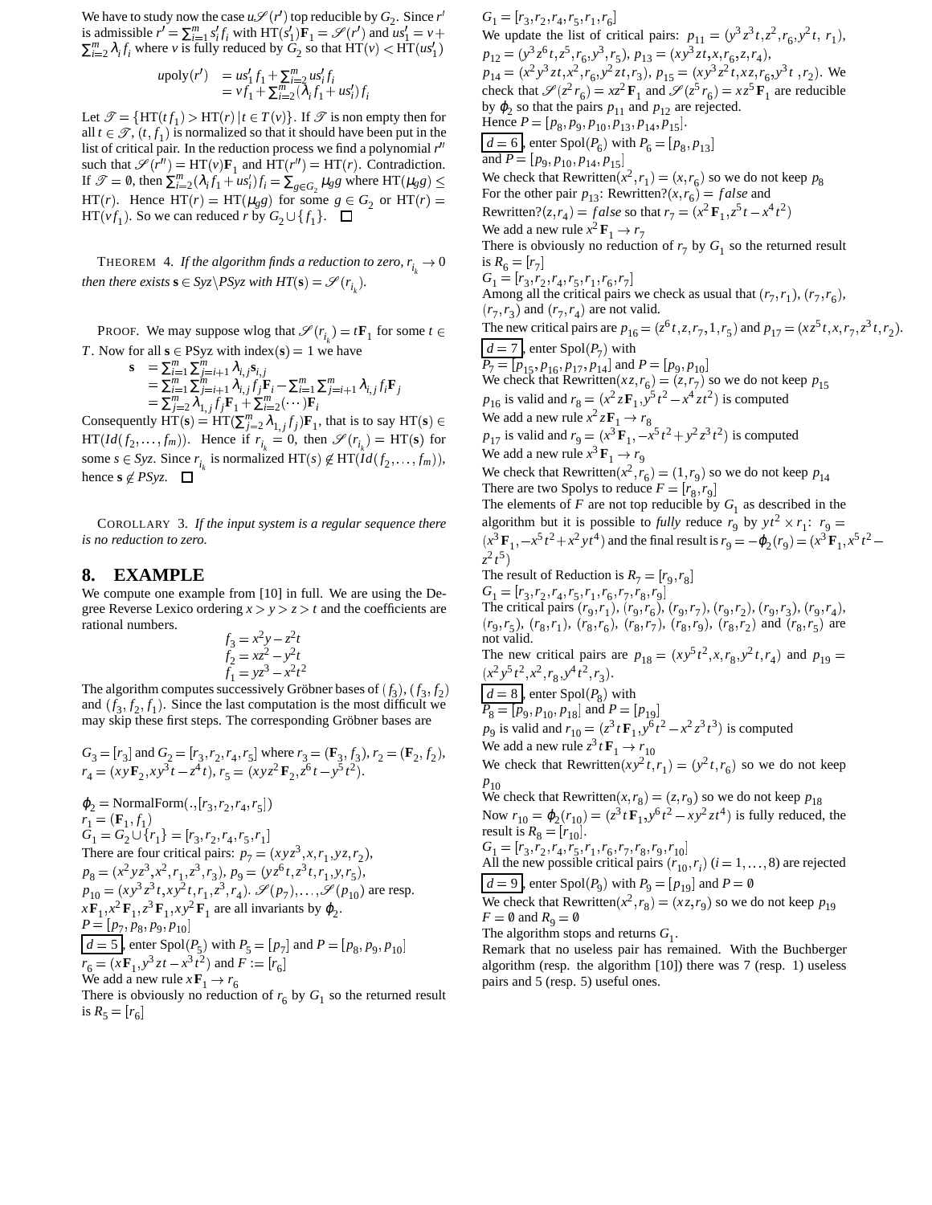We have to study now the case $u\mathscr{S}(r')$ top reducible by $G_2$. Since $r'$ is admissible $r' = \sum_{i=1}^m s_i' f_i$ with $\mathrm{HT}(s_1')\mathbf{F}_1 = \mathscr{S}(r')$ and $us_1' = v + \sum_{i=2}^m \lambda_i f_i$ where $v$ is fully reduced by $G_2$ so that $\mathrm{HT}(v) < \mathrm{HT}(us_1')$

$$\begin{aligned} u\mathrm{poly}(r') &= us_1' f_1 + \sum_{i=2}^m us_i' f_i \\ &= v f_1 + \sum_{i=2}^m (\lambda_i f_1 + us_i') f_i \end{aligned}$$

Let $\mathscr{T} = \{\mathrm{HT}(tf_1) > \mathrm{HT}(r) \,|\, t \in T(v)\}$. If $\mathscr{T}$ is non empty then for all $t \in \mathscr{T}$, $(t, f_1)$ is normalized so that it should have been put in the list of critical pair. In the reduction process we find a polynomial $r''$ such that $\mathscr{S}(r'') = \mathrm{HT}(v)\mathbf{F}_1$ and $\mathrm{HT}(r'') = \mathrm{HT}(r)$. Contradiction. If $\mathscr{T} = \emptyset$, then $\sum_{i=2}^m (\lambda_i f_1 + us_i') f_i = \sum_{g \in G_2} \mu_g g$ where $\mathrm{HT}(\mu_g g) \le \mathrm{HT}(r)$. Hence $\mathrm{HT}(r) = \mathrm{HT}(\mu_g g)$ for some $g \in G_2$ or $\mathrm{HT}(r) = \mathrm{HT}(vf_1)$. So we can reduced $r$ by $G_2 \cup \{f_1\}$. $\square$

THEOREM 4. *If the algorithm finds a reduction to zero, $r_{i_k} \to 0$ then there exists $\mathbf{s} \in Syz \backslash PSyz$ with $HT(\mathbf{s}) = \mathscr{S}(r_{i_k})$.*

PROOF. We may suppose wlog that $\mathscr{S}(r_{i_k}) = t\mathbf{F}_1$ for some $t \in T$. Now for all $\mathbf{s} \in \mathrm{PSyz}$ with $\mathrm{index}(\mathbf{s}) = 1$ we have

$$\begin{aligned} \mathbf{s} &= \sum_{i=1}^m \sum_{j=i+1}^m \lambda_{i,j} \mathbf{s}_{i,j} \\ &= \sum_{i=1}^m \sum_{j=i+1}^m \lambda_{i,j} f_j \mathbf{F}_i - \sum_{i=1}^m \sum_{j=i+1}^m \lambda_{i,j} f_i \mathbf{F}_j \\ &= \sum_{j=2}^m \lambda_{1,j} f_j \mathbf{F}_1 + \sum_{i=2}^m (\cdots)\mathbf{F}_i \end{aligned}$$

Consequently $\mathrm{HT}(\mathbf{s}) = \mathrm{HT}(\sum_{j=2}^m \lambda_{1,j} f_j)\mathbf{F}_1$, that is to say $\mathrm{HT}(\mathbf{s}) \in \mathrm{HT}(Id(f_2, \ldots, f_m))$. Hence if $r_{i_k} = 0$, then $\mathscr{S}(r_{i_k}) = \mathrm{HT}(\mathbf{s})$ for some $s \in Syz$. Since $r_{i_k}$ is normalized $\mathrm{HT}(s) \notin \mathrm{HT}(Id(f_2, \ldots, f_m))$, hence $\mathbf{s} \notin PSyz$. $\square$

COROLLARY 3. *If the input system is a regular sequence there is no reduction to zero.*

## 8. EXAMPLE

We compute one example from [10] in full. We are using the Degree Reverse Lexico ordering $x > y > z > t$ and the coefficients are rational numbers.

$$\begin{aligned} f_3 &= x^2y - z^2t \\ f_2 &= xz^2 - y^2t \\ f_1 &= yz^3 - x^2t^2 \end{aligned}$$

The algorithm computes successively Gröbner bases of $(f_3)$, $(f_3, f_2)$ and $(f_3, f_2, f_1)$. Since the last computation is the most difficult we may skip these first steps. The corresponding Gröbner bases are

$G_3 = [r_3]$ and $G_2 = [r_3, r_2, r_4, r_5]$ where $r_3 = (\mathbf{F}_3, f_3)$, $r_2 = (\mathbf{F}_2, f_2)$, $r_4 = (xy\mathbf{F}_2, xy^3t - z^4t)$, $r_5 = (xyz^2\mathbf{F}_2, z^6t - y^5t^2)$.

$\varphi_2 = \mathrm{NormalForm}(., [r_3, r_2, r_4, r_5])$
$r_1 = (\mathbf{F}_1, f_1)$
$G_1 = G_2 \cup \{r_1\} = [r_3, r_2, r_4, r_5, r_1]$
There are four critical pairs: $p_7 = (xyz^3, x, r_1, yz, r_2)$, $p_8 = (x^2yz^3, x^2, r_1, z^3, r_3)$, $p_9 = (yz^6t, z^3t, r_1, y, r_5)$, $p_{10} = (xy^3z^3t, xy^2t, r_1, z^3, r_4)$. $\mathscr{S}(p_7), \ldots, \mathscr{S}(p_{10})$ are resp. $x\mathbf{F}_1, x^2\mathbf{F}_1, z^3\mathbf{F}_1, xy^2\mathbf{F}_1$ are all invariants by $\varphi_2$.
$P = [p_7, p_8, p_9, p_{10}]$
$\boxed{d=5}$, enter $\mathrm{Spol}(P_5)$ with $P_5 = [p_7]$ and $P = [p_8, p_9, p_{10}]$
$r_6 = (x\mathbf{F}_1, y^3zt - x^3t^2)$ and $F := [r_6]$
We add a new rule $x\mathbf{F}_1 \to r_6$
There is obviously no reduction of $r_6$ by $G_1$ so the returned result is $R_5 = [r_6]$
$G_1 = [r_3, r_2, r_4, r_5, r_1, r_6]$
We update the list of critical pairs: $p_{11} = (y^3z^3t, z^2, r_6, y^2t, r_1)$, $p_{12} = (y^3z^6t, z^5, r_6, y^3, r_5)$, $p_{13} = (xy^3zt, x, r_6, z, r_4)$, $p_{14} = (x^2y^3zt, x^2, r_6, y^2zt, r_3)$, $p_{15} = (xy^3z^2t, xz, r_6, y^3t, r_2)$. We check that $\mathscr{S}(z^2r_6) = xz^2\mathbf{F}_1$ and $\mathscr{S}(z^5r_6) = xz^5\mathbf{F}_1$ are reducible by $\varphi_2$ so that the pairs $p_{11}$ and $p_{12}$ are rejected.
Hence $P = [p_8, p_9, p_{10}, p_{13}, p_{14}, p_{15}]$.
$\boxed{d=6}$, enter $\mathrm{Spol}(P_6)$ with $P_6 = [p_8, p_{13}]$ and $P = [p_9, p_{10}, p_{14}, p_{15}]$
We check that $\mathrm{Rewritten}(x^2, r_1) = (x, r_6)$ so we do not keep $p_8$
For the other pair $p_{13}$: $\mathrm{Rewritten?}(x, r_6) = false$ and $\mathrm{Rewritten?}(z, r_4) = false$ so that $r_7 = (x^2\mathbf{F}_1, z^5t - x^4t^2)$
We add a new rule $x^2\mathbf{F}_1 \to r_7$
There is obviously no reduction of $r_7$ by $G_1$ so the returned result is $R_6 = [r_7]$
$G_1 = [r_3, r_2, r_4, r_5, r_1, r_6, r_7]$
Among all the critical pairs we check as usual that $(r_7, r_1)$, $(r_7, r_6)$, $(r_7, r_3)$ and $(r_7, r_4)$ are not valid.
The new critical pairs are $p_{16} = (z^6t, z, r_7, 1, r_5)$ and $p_{17} = (xz^5t, x, r_7, z^3t, r_2)$.
$\boxed{d=7}$, enter $\mathrm{Spol}(P_7)$ with $P_7 = [p_{15}, p_{16}, p_{17}, p_{14}]$ and $P = [p_9, p_{10}]$
We check that $\mathrm{Rewritten}(xz, r_6) = (z, r_7)$ so we do not keep $p_{15}$
$p_{16}$ is valid and $r_8 = (x^2z\mathbf{F}_1, y^5t^2 - x^4zt^2)$ is computed
We add a new rule $x^2z\mathbf{F}_1 \to r_8$
$p_{17}$ is valid and $r_9 = (x^3\mathbf{F}_1, -x^5t^2 + y^2z^3t^2)$ is computed
We add a new rule $x^3\mathbf{F}_1 \to r_9$
We check that $\mathrm{Rewritten}(x^2, r_6) = (1, r_9)$ so we do not keep $p_{14}$
There are two Spolys to reduce $F = [r_8, r_9]$
The elements of $F$ are not top reducible by $G_1$ as described in the algorithm but it is possible to *fully* reduce $r_9$ by $yt^2 \times r_1$: $r_9 = (x^3\mathbf{F}_1, -x^5t^2 + x^2yt^4)$ and the final result is $r_9 = -\varphi_2(r_9) = (x^3\mathbf{F}_1, x^5t^2 - z^2t^5)$
The result of Reduction is $R_7 = [r_9, r_8]$
$G_1 = [r_3, r_2, r_4, r_5, r_1, r_6, r_7, r_8, r_9]$
The critical pairs $(r_9, r_1)$, $(r_9, r_6)$, $(r_9, r_7)$, $(r_9, r_2)$, $(r_9, r_3)$, $(r_9, r_4)$, $(r_9, r_5)$, $(r_8, r_1)$, $(r_8, r_6)$, $(r_8, r_7)$, $(r_8, r_9)$, $(r_8, r_2)$ and $(r_8, r_5)$ are not valid.
The new critical pairs are $p_{18} = (xy^5t^2, x, r_8, y^2t, r_4)$ and $p_{19} = (x^2y^5t^2, x^2, r_8, y^4t^2, r_3)$.
$\boxed{d=8}$, enter $\mathrm{Spol}(P_8)$ with $P_8 = [p_9, p_{10}, p_{18}]$ and $P = [p_{19}]$
$p_9$ is valid and $r_{10} = (z^3t\mathbf{F}_1, y^6t^2 - x^2z^3t^3)$ is computed
We add a new rule $z^3t\mathbf{F}_1 \to r_{10}$
We check that $\mathrm{Rewritten}(xy^2t, r_1) = (y^2t, r_6)$ so we do not keep $p_{10}$
We check that $\mathrm{Rewritten}(x, r_8) = (z, r_9)$ so we do not keep $p_{18}$
Now $r_{10} = \varphi_2(r_{10}) = (z^3t\mathbf{F}_1, y^6t^2 - xy^2zt^4)$ is fully reduced, the result is $R_8 = [r_{10}]$.
$G_1 = [r_3, r_2, r_4, r_5, r_1, r_6, r_7, r_8, r_9, r_{10}]$
All the new possible critical pairs $(r_{10}, r_i)$ $(i = 1, \ldots, 8)$ are rejected
$\boxed{d=9}$, enter $\mathrm{Spol}(P_9)$ with $P_9 = [p_{19}]$ and $P = \emptyset$
We check that $\mathrm{Rewritten}(x^2, r_8) = (xz, r_9)$ so we do not keep $p_{19}$
$F = \emptyset$ and $R_9 = \emptyset$
The algorithm stops and returns $G_1$.
Remark that no useless pair has remained. With the Buchberger algorithm (resp. the algorithm [10]) there was 7 (resp. 1) useless pairs and 5 (resp. 5) useful ones.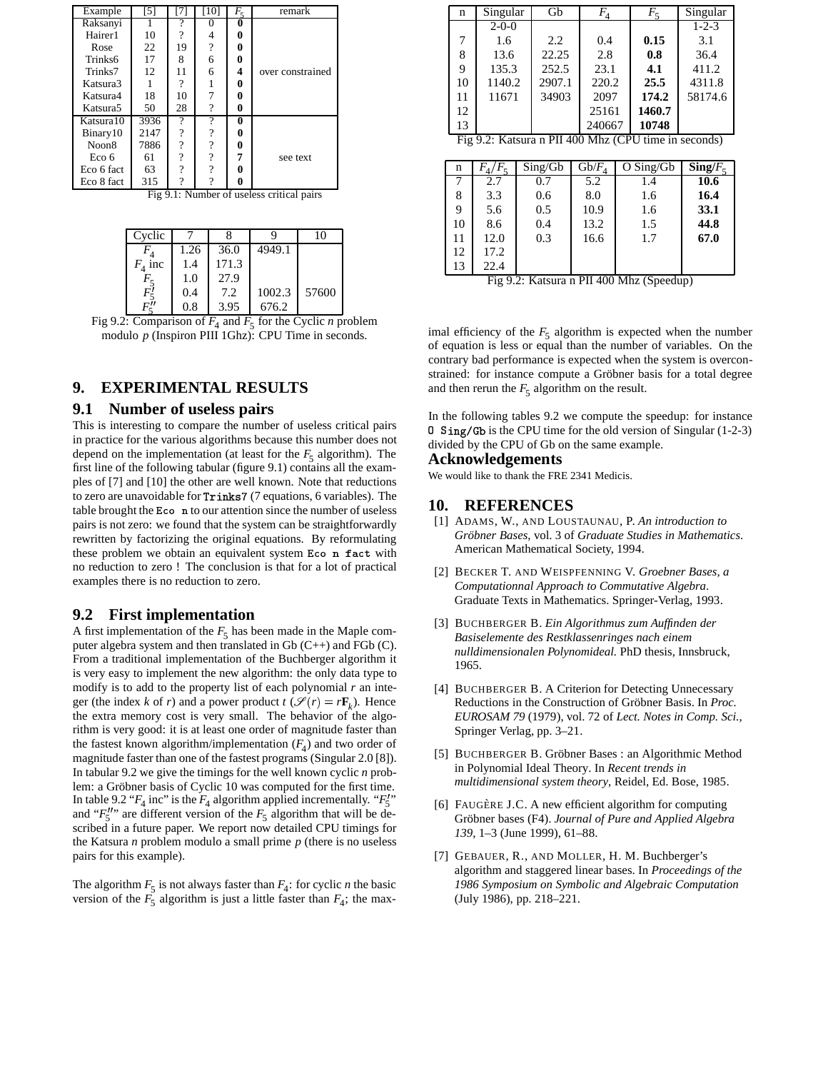| Example | [5] | [7] | [10] | $F_5$ | remark |
|---|---|---|---|---|---|
| Raksanyi | 1 | ? | 0 | **0** | |
| Hairer1 | 10 | ? | 4 | **0** | |
| Rose | 22 | 19 | ? | **0** | |
| Trinks6 | 17 | 8 | 6 | **0** | |
| Trinks7 | 12 | 11 | 6 | **4** | over constrained |
| Katsura3 | 1 | ? | 1 | **0** | |
| Katsura4 | 18 | 10 | 7 | **0** | |
| Katsura5 | 50 | 28 | ? | **0** | |
| Katsura10 | 3936 | ? | ? | **0** | |
| Binary10 | 2147 | ? | ? | **0** | |
| Noon8 | 7886 | ? | ? | **0** | |
| Eco 6 | 61 | ? | ? | **7** | see text |
| Eco 6 fact | 63 | ? | ? | **0** | |
| Eco 8 fact | 315 | ? | ? | **0** | |

Fig 9.1: Number of useless critical pairs

| Cyclic | 7 | 8 | 9 | 10 |
|---|---|---|---|---|
| $F_4$ | 1.26 | 36.0 | 4949.1 | |
| $F_4$ inc | 1.4 | 171.3 | | |
| $F_5$ | 1.0 | 27.9 | | |
| $F_5'$ | 0.4 | 7.2 | 1002.3 | 57600 |
| $F_5''$ | 0.8 | 3.95 | 676.2 | |

Fig 9.2: Comparison of $F_4$ and $F_5$ for the Cyclic $n$ problem modulo $p$ (Inspiron PIII 1Ghz): CPU Time in seconds.

## 9. EXPERIMENTAL RESULTS

### 9.1 Number of useless pairs

This is interesting to compare the number of useless critical pairs in practice for the various algorithms because this number does not depend on the implementation (at least for the $F_5$ algorithm). The first line of the following tabular (figure 9.1) contains all the examples of [7] and [10] the other are well known. Note that reductions to zero are unavoidable for `Trinks7` (7 equations, 6 variables). The table brought the `Eco n` to our attention since the number of useless pairs is not zero: we found that the system can be straightforwardly rewritten by factorizing the original equations. By reformulating these problem we obtain an equivalent system `Eco n fact` with no reduction to zero ! The conclusion is that for a lot of practical examples there is no reduction to zero.

### 9.2 First implementation

A first implementation of the $F_5$ has been made in the Maple computer algebra system and then translated in Gb (C++) and FGb (C). From a traditional implementation of the Buchberger algorithm it is very easy to implement the new algorithm: the only data type to modify is to add to the property list of each polynomial $r$ an integer (the index $k$ of $r$) and a power product $t$ ($\mathscr{S}(r) = r\mathbf{F}_k$). Hence the extra memory cost is very small. The behavior of the algorithm is very good: it is at least one order of magnitude faster than the fastest known algorithm/implementation ($F_4$) and two order of magnitude faster than one of the fastest programs (Singular 2.0 [8]). In tabular 9.2 we give the timings for the well known cyclic $n$ problem: a Gröbner basis of Cyclic 10 was computed for the first time. In table 9.2 "$F_4$ inc" is the $F_4$ algorithm applied incrementally. "$F_5'$" and "$F_5''$" are different version of the $F_5$ algorithm that will be described in a future paper. We report now detailed CPU timings for the Katsura $n$ problem modulo a small prime $p$ (there is no useless pairs for this example).

The algorithm $F_5$ is not always faster than $F_4$: for cyclic $n$ the basic version of the $F_5$ algorithm is just a little faster than $F_4$; the maximal efficiency of the $F_5$ algorithm is expected when the number of equation is less or equal than the number of variables. On the contrary bad performance is expected when the system is overconstrained: for instance compute a Gröbner basis for a total degree and then rerun the $F_5$ algorithm on the result.

| n | Singular | Gb | $F_4$ | $F_5$ | Singular |
|---|---|---|---|---|---|
| | 2-0-0 | | | | 1-2-3 |
| 7 | 1.6 | 2.2 | 0.4 | **0.15** | 3.1 |
| 8 | 13.6 | 22.25 | 2.8 | **0.8** | 36.4 |
| 9 | 135.3 | 252.5 | 23.1 | **4.1** | 411.2 |
| 10 | 1140.2 | 2907.1 | 220.2 | **25.5** | 4311.8 |
| 11 | 11671 | 34903 | 2097 | **174.2** | 58174.6 |
| 12 | | | 25161 | **1460.7** | |
| 13 | | | 240667 | **10748** | |

Fig 9.2: Katsura n PII 400 Mhz (CPU time in seconds)

| n | $F_4/F_5$ | Sing/Gb | Gb/$F_4$ | O Sing/Gb | **Sing/$F_5$** |
|---|---|---|---|---|---|
| 7 | 2.7 | 0.7 | 5.2 | 1.4 | **10.6** |
| 8 | 3.3 | 0.6 | 8.0 | 1.6 | **16.4** |
| 9 | 5.6 | 0.5 | 10.9 | 1.6 | **33.1** |
| 10 | 8.6 | 0.4 | 13.2 | 1.5 | **44.8** |
| 11 | 12.0 | 0.3 | 16.6 | 1.7 | **67.0** |
| 12 | 17.2 | | | | |
| 13 | 22.4 | | | | |

Fig 9.2: Katsura n PII 400 Mhz (Speedup)

In the following tables 9.2 we compute the speedup: for instance `O Sing/Gb` is the CPU time for the old version of Singular (1-2-3) divided by the CPU of Gb on the same example.

## Acknowledgements

We would like to thank the FRE 2341 Medicis.

## 10. REFERENCES

[1] ADAMS, W., AND LOUSTAUNAU, P. *An introduction to Gröbner Bases*, vol. 3 of *Graduate Studies in Mathematics*. American Mathematical Society, 1994.

[2] BECKER T. AND WEISPFENNING V. *Groebner Bases, a Computationnal Approach to Commutative Algebra*. Graduate Texts in Mathematics. Springer-Verlag, 1993.

[3] BUCHBERGER B. *Ein Algorithmus zum Auffinden der Basiselemente des Restklassenringes nach einem nulldimensionalen Polynomideal.* PhD thesis, Innsbruck, 1965.

[4] BUCHBERGER B. A Criterion for Detecting Unnecessary Reductions in the Construction of Gröbner Basis. In *Proc. EUROSAM 79* (1979), vol. 72 of *Lect. Notes in Comp. Sci.*, Springer Verlag, pp. 3–21.

[5] BUCHBERGER B. Gröbner Bases : an Algorithmic Method in Polynomial Ideal Theory. In *Recent trends in multidimensional system theory*, Reidel, Ed. Bose, 1985.

[6] FAUGÈRE J.C. A new efficient algorithm for computing Gröbner bases (F4). *Journal of Pure and Applied Algebra 139*, 1–3 (June 1999), 61–88.

[7] GEBAUER, R., AND MOLLER, H. M. Buchberger's algorithm and staggered linear bases. In *Proceedings of the 1986 Symposium on Symbolic and Algebraic Computation* (July 1986), pp. 218–221.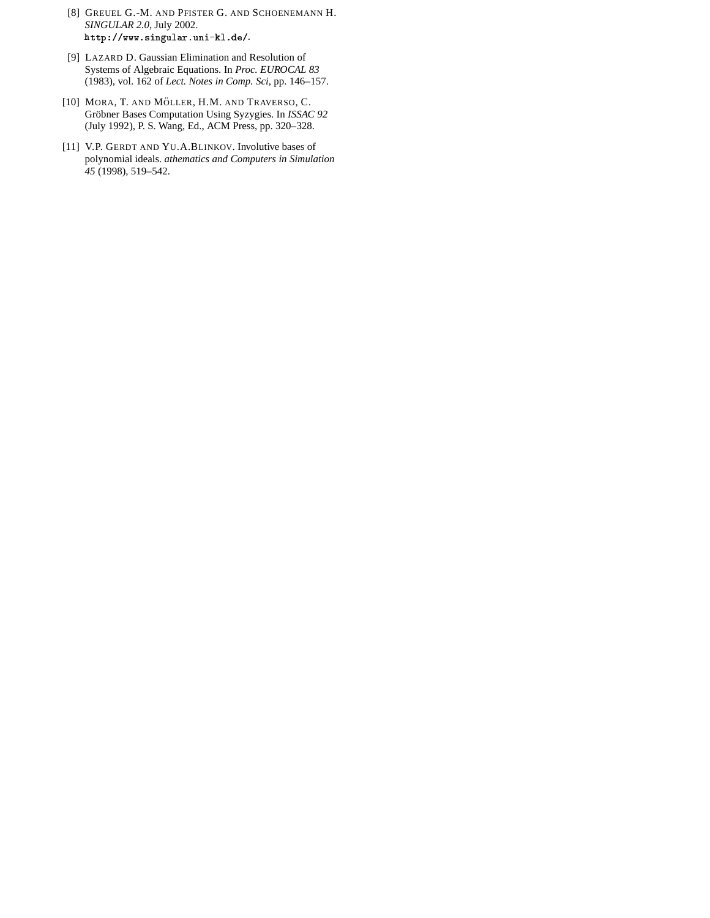[8] Greuel G.-M. and Pfister G. and Schoenemann H. *SINGULAR 2.0*, July 2002. http://www.singular.uni-kl.de/.

[9] Lazard D. Gaussian Elimination and Resolution of Systems of Algebraic Equations. In *Proc. EUROCAL 83* (1983), vol. 162 of *Lect. Notes in Comp. Sci*, pp. 146–157.

[10] Mora, T. and Möller, H.M. and Traverso, C. Gröbner Bases Computation Using Syzygies. In *ISSAC 92* (July 1992), P. S. Wang, Ed., ACM Press, pp. 320–328.

[11] V.P. Gerdt and Yu.A.Blinkov. Involutive bases of polynomial ideals. *athematics and Computers in Simulation 45* (1998), 519–542.